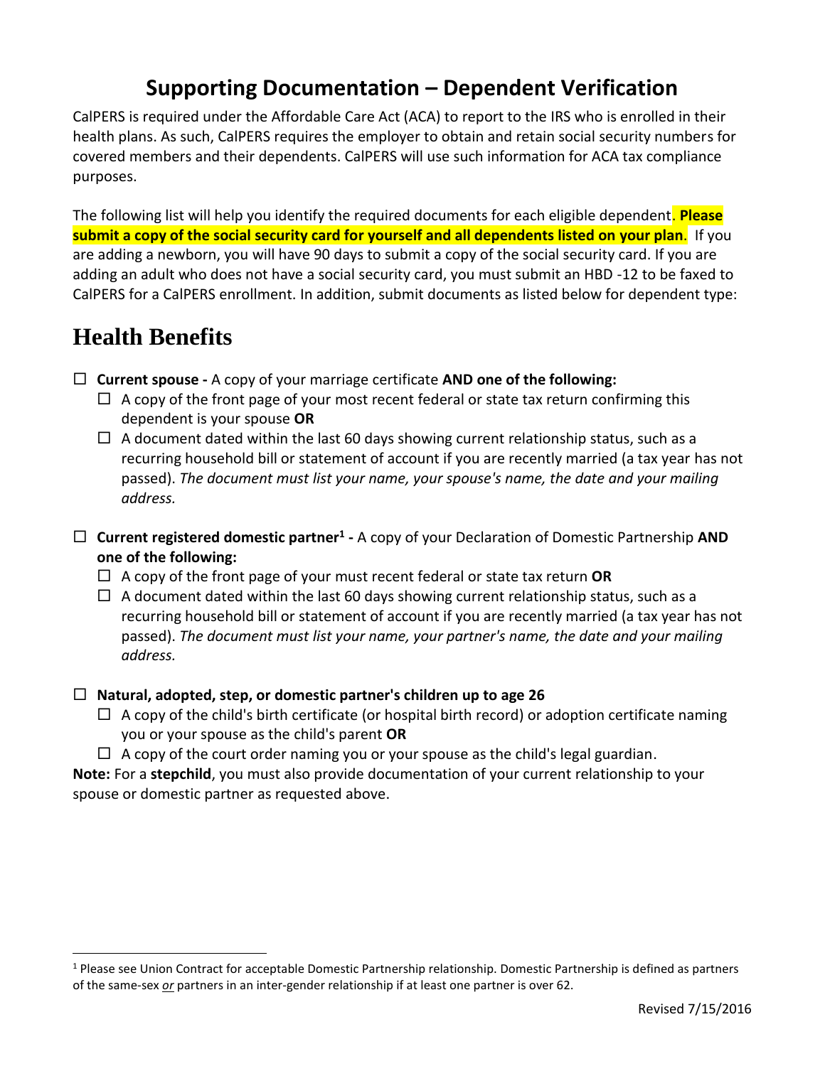# Supporting Documentation – Dependent Verification

CalPERS is required under the Affordable Care Act (ACA) to report to the IRS who is enrolled in their health plans. As such, CalPERS requires the employer to obtain and retain social security numbers for covered members and their dependents. CalPERS will use such information for ACA tax compliance purposes.

The following list will help you identify the required documents for each eligible dependent. **Please submit a copy of the social security card for yourself and all dependents listed on your plan**. If you are adding a newborn, you will have 90 days to submit a copy of the social security card. If you are adding an adult who does not have a social security card, you must submit an HBD -12 to be faxed to CalPERS for a CalPERS enrollment. In addition, submit documents as listed below for dependent type:

## Health Benefits

- ☐ **Current spouse -** A copy of your marriage certificate **AND one of the following:**
  - ☐ A copy of the front page of your most recent federal or state tax return confirming this dependent is your spouse **OR**
  - ☐ A document dated within the last 60 days showing current relationship status, such as a recurring household bill or statement of account if you are recently married (a tax year has not passed). *The document must list your name, your spouse's name, the date and your mailing address.*

- ☐ **Current registered domestic partner[1] -** A copy of your Declaration of Domestic Partnership **AND one of the following:**
  - ☐ A copy of the front page of your must recent federal or state tax return **OR**
  - ☐ A document dated within the last 60 days showing current relationship status, such as a recurring household bill or statement of account if you are recently married (a tax year has not passed). *The document must list your name, your partner's name, the date and your mailing address.*

- ☐ **Natural, adopted, step, or domestic partner's children up to age 26**
  - ☐ A copy of the child's birth certificate (or hospital birth record) or adoption certificate naming you or your spouse as the child's parent **OR**
  - ☐ A copy of the court order naming you or your spouse as the child's legal guardian.

**Note:** For a **stepchild**, you must also provide documentation of your current relationship to your spouse or domestic partner as requested above.

[1] Please see Union Contract for acceptable Domestic Partnership relationship. Domestic Partnership is defined as partners of the same-sex *or* partners in an inter-gender relationship if at least one partner is over 62.

Revised 7/15/2016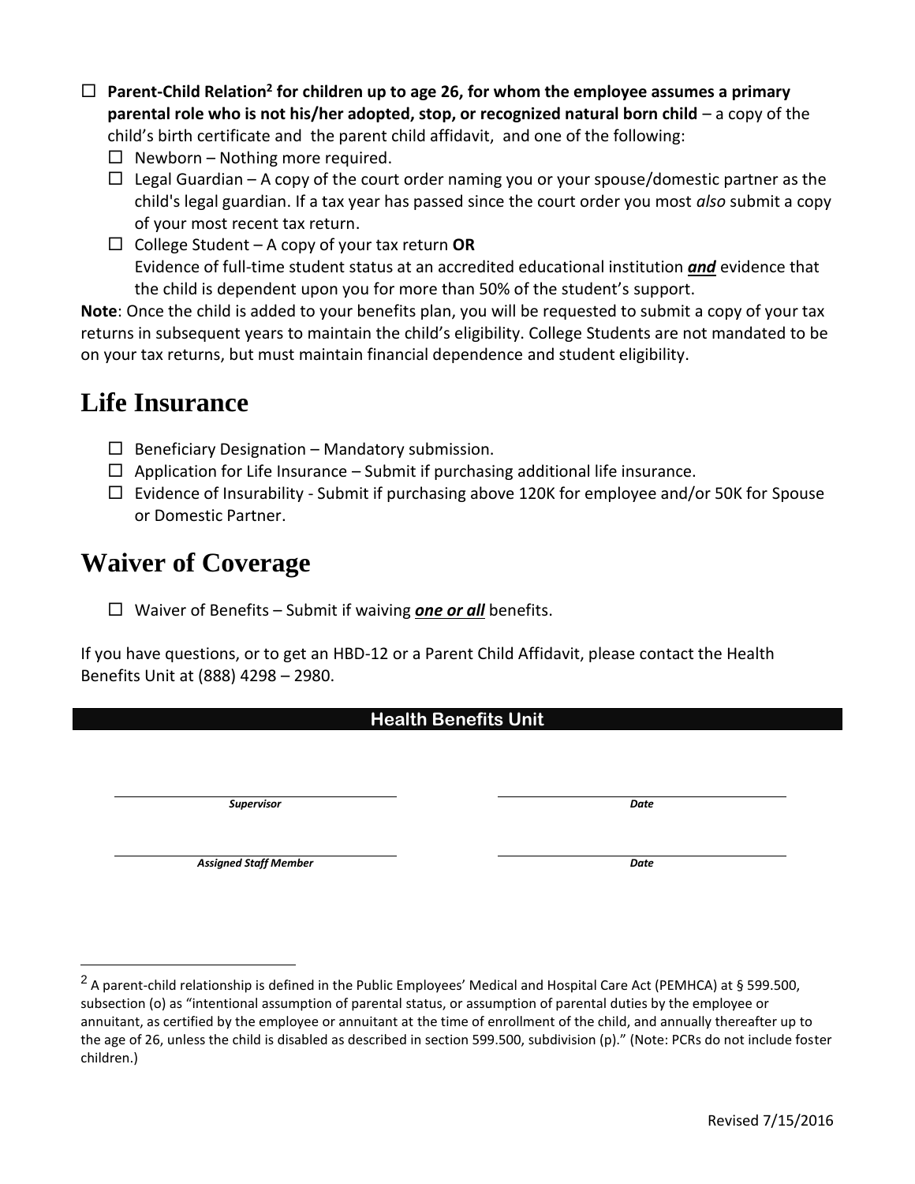- ☐ **Parent-Child Relation[2] for children up to age 26, for whom the employee assumes a primary parental role who is not his/her adopted, stop, or recognized natural born child** – a copy of the child's birth certificate and the parent child affidavit, and one of the following:
  - ☐ Newborn – Nothing more required.
  - ☐ Legal Guardian – A copy of the court order naming you or your spouse/domestic partner as the child's legal guardian. If a tax year has passed since the court order you most *also* submit a copy of your most recent tax return.
  - ☐ College Student – A copy of your tax return **OR**
    Evidence of full-time student status at an accredited educational institution ***and*** evidence that the child is dependent upon you for more than 50% of the student's support.

**Note**: Once the child is added to your benefits plan, you will be requested to submit a copy of your tax returns in subsequent years to maintain the child's eligibility. College Students are not mandated to be on your tax returns, but must maintain financial dependence and student eligibility.

# Life Insurance

- ☐ Beneficiary Designation – Mandatory submission.
- ☐ Application for Life Insurance – Submit if purchasing additional life insurance.
- ☐ Evidence of Insurability - Submit if purchasing above 120K for employee and/or 50K for Spouse or Domestic Partner.

# Waiver of Coverage

- ☐ Waiver of Benefits – Submit if waiving ***one or all*** benefits.

If you have questions, or to get an HBD-12 or a Parent Child Affidavit, please contact the Health Benefits Unit at (888) 4298 – 2980.

**Health Benefits Unit**

| | |
|---|---|
| ______________________ | ______________________ |
| ***Supervisor*** | ***Date*** |
| ______________________ | ______________________ |
| ***Assigned Staff Member*** | ***Date*** |

[2] A parent-child relationship is defined in the Public Employees' Medical and Hospital Care Act (PEMHCA) at § 599.500, subsection (o) as "intentional assumption of parental status, or assumption of parental duties by the employee or annuitant, as certified by the employee or annuitant at the time of enrollment of the child, and annually thereafter up to the age of 26, unless the child is disabled as described in section 599.500, subdivision (p)." (Note: PCRs do not include foster children.)

Revised 7/15/2016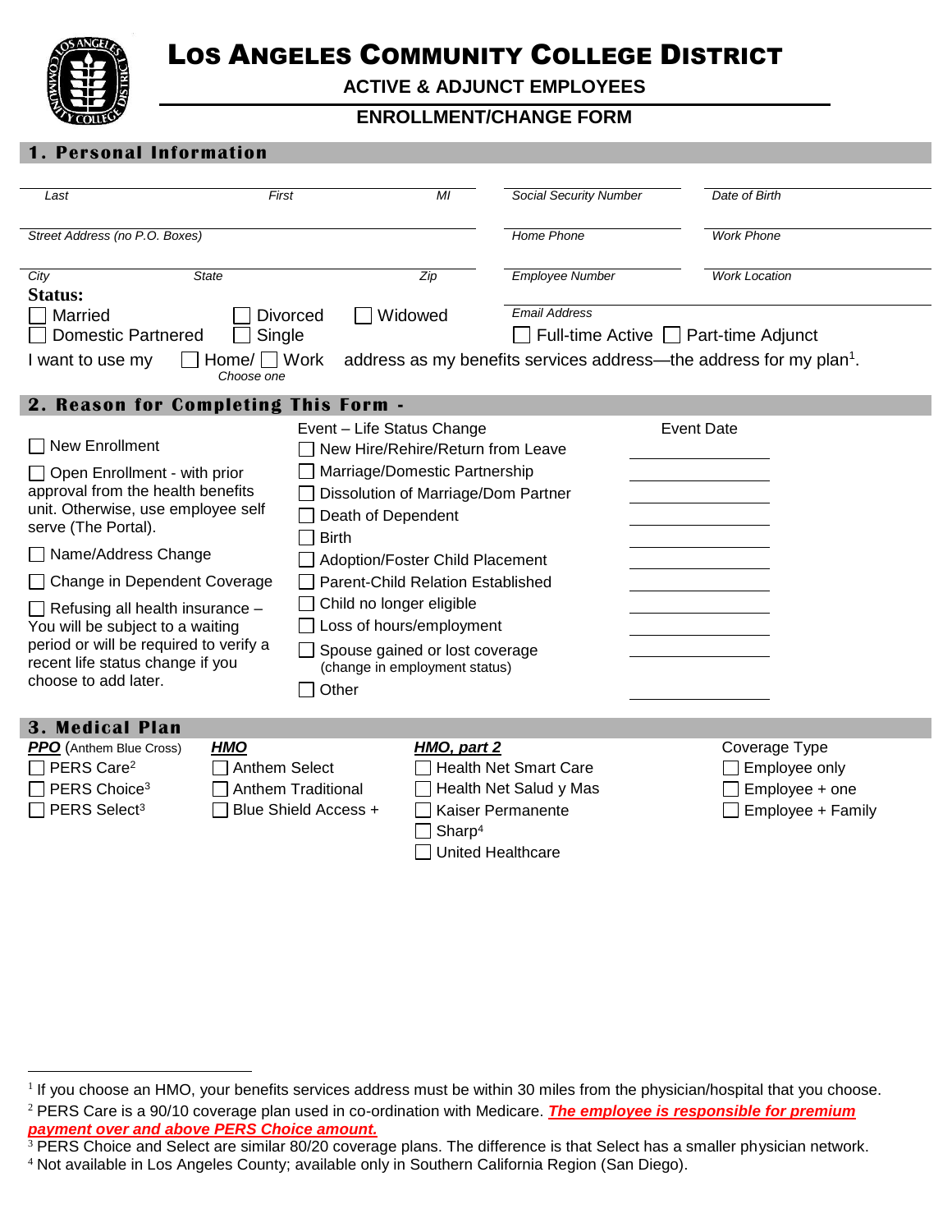# LOS ANGELES COMMUNITY COLLEGE DISTRICT

**ACTIVE & ADJUNCT EMPLOYEES**

**ENROLLMENT/CHANGE FORM**

## 1. Personal Information

| Last | First | MI | Social Security Number | Date of Birth |
|---|---|---|---|---|
| Street Address (no P.O. Boxes) | | | Home Phone | Work Phone |
| City | State | Zip | Employee Number | Work Location |

**Status:**

☐ Married ☐ Divorced ☐ Widowed

☐ Domestic Partnered ☐ Single

Email Address

☐ Full-time Active ☐ Part-time Adjunct

I want to use my ☐ Home/ ☐ Work address as my benefits services address—the address for my plan[1].
*Choose one*

## 2. Reason for Completing This Form -

☐ New Enrollment

☐ Open Enrollment - with prior approval from the health benefits unit. Otherwise, use employee self serve (The Portal).

☐ Name/Address Change

☐ Change in Dependent Coverage

☐ Refusing all health insurance – You will be subject to a waiting period or will be required to verify a recent life status change if you choose to add later.

| Event – Life Status Change | Event Date |
|---|---|
| ☐ New Hire/Rehire/Return from Leave | |
| ☐ Marriage/Domestic Partnership | |
| ☐ Dissolution of Marriage/Dom Partner | |
| ☐ Death of Dependent | |
| ☐ Birth | |
| ☐ Adoption/Foster Child Placement | |
| ☐ Parent-Child Relation Established | |
| ☐ Child no longer eligible | |
| ☐ Loss of hours/employment | |
| ☐ Spouse gained or lost coverage (change in employment status) | |
| ☐ Other | |

## 3. Medical Plan

| ***PPO*** (Anthem Blue Cross) | ***HMO*** | ***HMO, part 2*** | Coverage Type |
|---|---|---|---|
| ☐ PERS Care[2] | ☐ Anthem Select | ☐ Health Net Smart Care | ☐ Employee only |
| ☐ PERS Choice[3] | ☐ Anthem Traditional | ☐ Health Net Salud y Mas | ☐ Employee + one |
| ☐ PERS Select[3] | ☐ Blue Shield Access + | ☐ Kaiser Permanente | ☐ Employee + Family |
| | | ☐ Sharp[4] | |
| | | ☐ United Healthcare | |

---

[1] If you choose an HMO, your benefits services address must be within 30 miles from the physician/hospital that you choose.

[2] PERS Care is a 90/10 coverage plan used in co-ordination with Medicare. ***The employee is responsible for premium payment over and above PERS Choice amount.***

[3] PERS Choice and Select are similar 80/20 coverage plans. The difference is that Select has a smaller physician network.

[4] Not available in Los Angeles County; available only in Southern California Region (San Diego).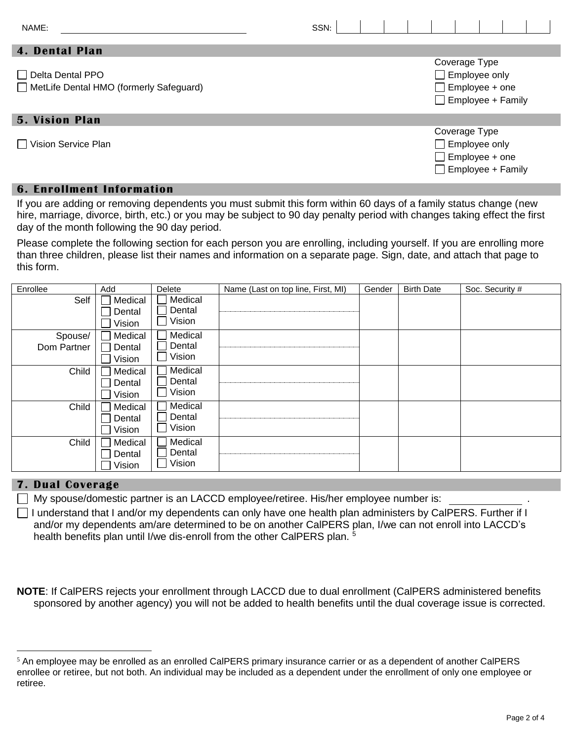NAME: ______________________ SSN: | | | | | | | | | |

## 4. Dental Plan

☐ Delta Dental PPO
☐ MetLife Dental HMO (formerly Safeguard)

Coverage Type
☐ Employee only
☐ Employee + one
☐ Employee + Family

## 5. Vision Plan

☐ Vision Service Plan

Coverage Type
☐ Employee only
☐ Employee + one
☐ Employee + Family

## 6. Enrollment Information

If you are adding or removing dependents you must submit this form within 60 days of a family status change (new hire, marriage, divorce, birth, etc.) or you may be subject to 90 day penalty period with changes taking effect the first day of the month following the 90 day period.

Please complete the following section for each person you are enrolling, including yourself. If you are enrolling more than three children, please list their names and information on a separate page. Sign, date, and attach that page to this form.

| Enrollee | Add | Delete | Name (Last on top line, First, MI) | Gender | Birth Date | Soc. Security # |
|---|---|---|---|---|---|---|
| Self | ☐ Medical ☐ Dental ☐ Vision | ☐ Medical ☐ Dental ☐ Vision | | | | |
| Spouse/ Dom Partner | ☐ Medical ☐ Dental ☐ Vision | ☐ Medical ☐ Dental ☐ Vision | | | | |
| Child | ☐ Medical ☐ Dental ☐ Vision | ☐ Medical ☐ Dental ☐ Vision | | | | |
| Child | ☐ Medical ☐ Dental ☐ Vision | ☐ Medical ☐ Dental ☐ Vision | | | | |
| Child | ☐ Medical ☐ Dental ☐ Vision | ☐ Medical ☐ Dental ☐ Vision | | | | |

## 7. Dual Coverage

☐ My spouse/domestic partner is an LACCD employee/retiree. His/her employee number is: __________ .

☐ I understand that I and/or my dependents can only have one health plan administers by CalPERS. Further if I and/or my dependents am/are determined to be on another CalPERS plan, I/we can not enroll into LACCD's health benefits plan until I/we dis-enroll from the other CalPERS plan. [5]

**NOTE**: If CalPERS rejects your enrollment through LACCD due to dual enrollment (CalPERS administered benefits sponsored by another agency) you will not be added to health benefits until the dual coverage issue is corrected.

---

[5] An employee may be enrolled as an enrolled CalPERS primary insurance carrier or as a dependent of another CalPERS enrollee or retiree, but not both. An individual may be included as a dependent under the enrollment of only one employee or retiree.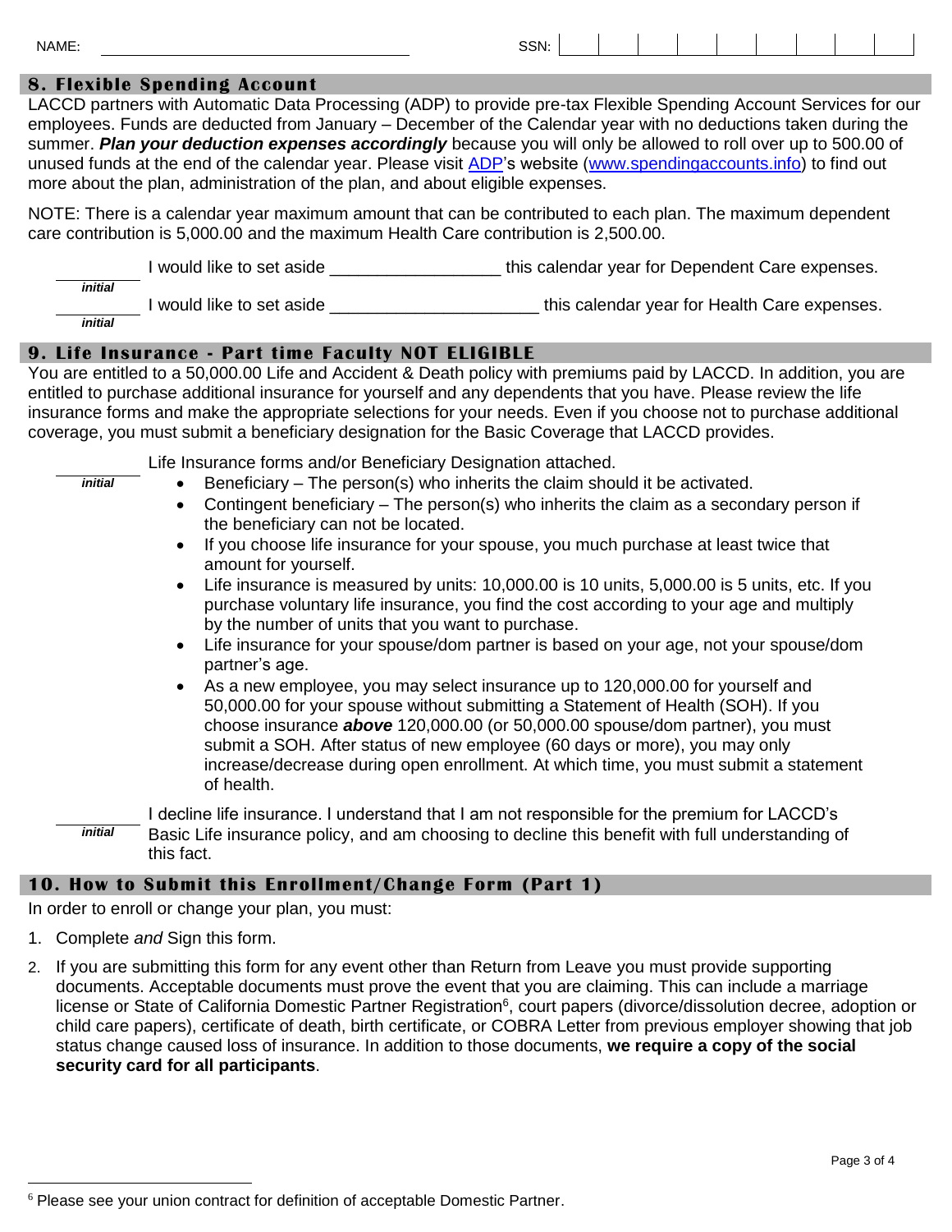NAME: ______________________________ SSN: | | | | | | | | | |

## 8. Flexible Spending Account

LACCD partners with Automatic Data Processing (ADP) to provide pre-tax Flexible Spending Account Services for our employees. Funds are deducted from January – December of the Calendar year with no deductions taken during the summer. ***Plan your deduction expenses accordingly*** because you will only be allowed to roll over up to 500.00 of unused funds at the end of the calendar year. Please visit ADP's website (www.spendingaccounts.info) to find out more about the plan, administration of the plan, and about eligible expenses.

NOTE: There is a calendar year maximum amount that can be contributed to each plan. The maximum dependent care contribution is 5,000.00 and the maximum Health Care contribution is 2,500.00.

________ *initial* I would like to set aside _________________ this calendar year for Dependent Care expenses.

________ *initial* I would like to set aside _____________________ this calendar year for Health Care expenses.

## 9. Life Insurance - Part time Faculty NOT ELIGIBLE

You are entitled to a 50,000.00 Life and Accident & Death policy with premiums paid by LACCD. In addition, you are entitled to purchase additional insurance for yourself and any dependents that you have. Please review the life insurance forms and make the appropriate selections for your needs. Even if you choose not to purchase additional coverage, you must submit a beneficiary designation for the Basic Coverage that LACCD provides.

________ *initial* Life Insurance forms and/or Beneficiary Designation attached.

- Beneficiary – The person(s) who inherits the claim should it be activated.
- Contingent beneficiary – The person(s) who inherits the claim as a secondary person if the beneficiary can not be located.
- If you choose life insurance for your spouse, you much purchase at least twice that amount for yourself.
- Life insurance is measured by units: 10,000.00 is 10 units, 5,000.00 is 5 units, etc. If you purchase voluntary life insurance, you find the cost according to your age and multiply by the number of units that you want to purchase.
- Life insurance for your spouse/dom partner is based on your age, not your spouse/dom partner's age.
- As a new employee, you may select insurance up to 120,000.00 for yourself and 50,000.00 for your spouse without submitting a Statement of Health (SOH). If you choose insurance ***above*** 120,000.00 (or 50,000.00 spouse/dom partner), you must submit a SOH. After status of new employee (60 days or more), you may only increase/decrease during open enrollment. At which time, you must submit a statement of health.

________ *initial* I decline life insurance. I understand that I am not responsible for the premium for LACCD's Basic Life insurance policy, and am choosing to decline this benefit with full understanding of this fact.

## 10. How to Submit this Enrollment/Change Form (Part 1)

In order to enroll or change your plan, you must:

1. Complete *and* Sign this form.
2. If you are submitting this form for any event other than Return from Leave you must provide supporting documents. Acceptable documents must prove the event that you are claiming. This can include a marriage license or State of California Domestic Partner Registration[6], court papers (divorce/dissolution decree, adoption or child care papers), certificate of death, birth certificate, or COBRA Letter from previous employer showing that job status change caused loss of insurance. In addition to those documents, **we require a copy of the social security card for all participants**.

[6] Please see your union contract for definition of acceptable Domestic Partner.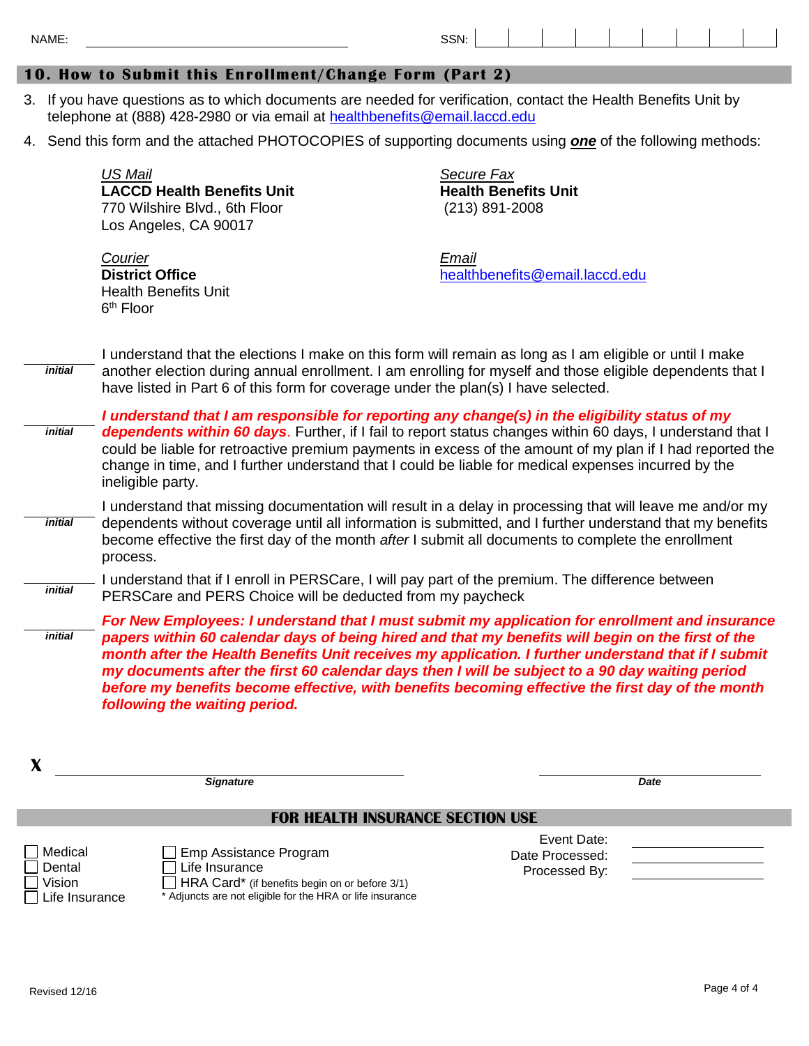NAME: ______________________ SSN: | | | | | | | | | |

## 10. How to Submit this Enrollment/Change Form (Part 2)

3. If you have questions as to which documents are needed for verification, contact the Health Benefits Unit by telephone at (888) 428-2980 or via email at healthbenefits@email.laccd.edu
4. Send this form and the attached PHOTOCOPIES of supporting documents using ***one*** of the following methods:

*US Mail*
**LACCD Health Benefits Unit**
770 Wilshire Blvd., 6th Floor
Los Angeles, CA 90017

*Secure Fax*
**Health Benefits Unit**
(213) 891-2008

*Courier*
**District Office**
Health Benefits Unit
6th Floor

*Email*
healthbenefits@email.laccd.edu

_______ *initial* I understand that the elections I make on this form will remain as long as I am eligible or until I make another election during annual enrollment. I am enrolling for myself and those eligible dependents that I have listed in Part 6 of this form for coverage under the plan(s) I have selected.

_______ *initial* ***I understand that I am responsible for reporting any change(s) in the eligibility status of my dependents within 60 days***. Further, if I fail to report status changes within 60 days, I understand that I could be liable for retroactive premium payments in excess of the amount of my plan if I had reported the change in time, and I further understand that I could be liable for medical expenses incurred by the ineligible party.

_______ *initial* I understand that missing documentation will result in a delay in processing that will leave me and/or my dependents without coverage until all information is submitted, and I further understand that my benefits become effective the first day of the month *after* I submit all documents to complete the enrollment process.

_______ *initial* I understand that if I enroll in PERSCare, I will pay part of the premium. The difference between PERSCare and PERS Choice will be deducted from my paycheck

_______ *initial* ***For New Employees: I understand that I must submit my application for enrollment and insurance papers within 60 calendar days of being hired and that my benefits will begin on the first of the month after the Health Benefits Unit receives my application. I further understand that if I submit my documents after the first 60 calendar days then I will be subject to a 90 day waiting period before my benefits become effective, with benefits becoming effective the first day of the month following the waiting period.***

**X** ______________________________ ______________________
*Signature* *Date*

### FOR HEALTH INSURANCE SECTION USE

- ☐ Medical
- ☐ Dental
- ☐ Vision
- ☐ Life Insurance

- ☐ Emp Assistance Program
- ☐ Life Insurance
- ☐ HRA Card* (if benefits begin on or before 3/1)

\* Adjuncts are not eligible for the HRA or life insurance

Event Date: ______________
Date Processed: ______________
Processed By: ______________

Revised 12/16